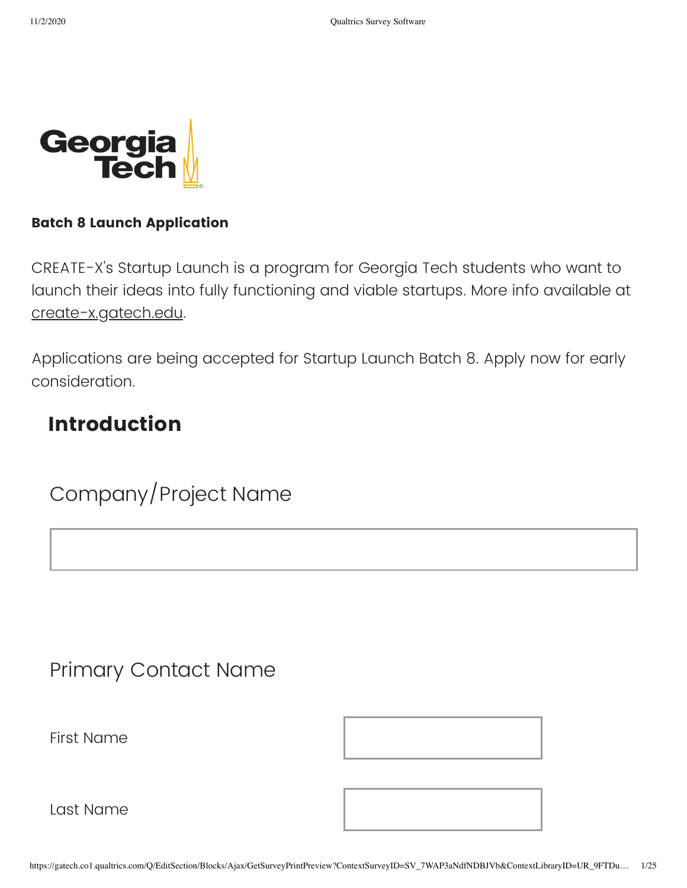**Batch 8 Launch Application**

CREATE-X's Startup Launch is a program for Georgia Tech students who want to launch their ideas into fully functioning and viable startups. More info available at create-x.gatech.edu.

Applications are being accepted for Startup Launch Batch 8. Apply now for early consideration.

## Introduction

Company/Project Name

Primary Contact Name

First Name

Last Name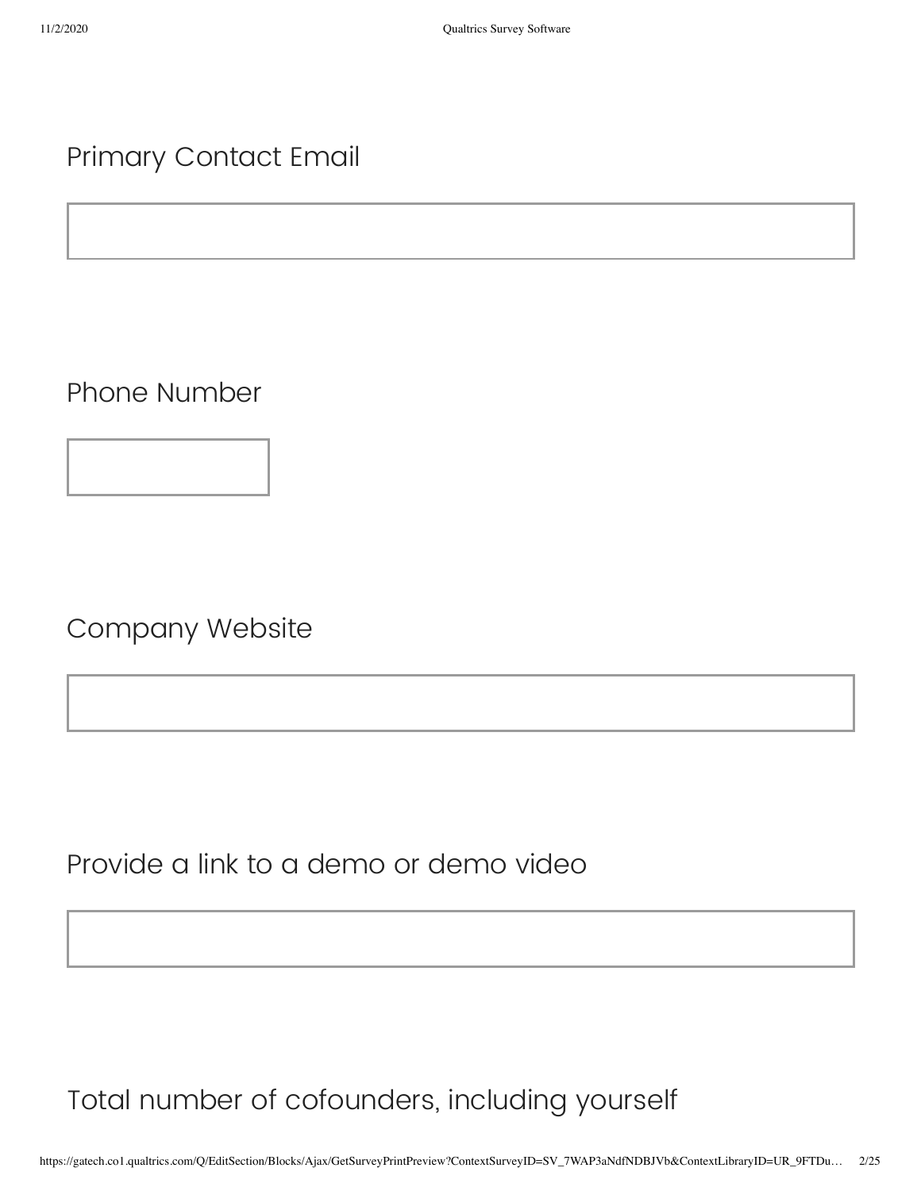Primary Contact Email

Phone Number

Company Website

Provide a link to a demo or demo video

Total number of cofounders, including yourself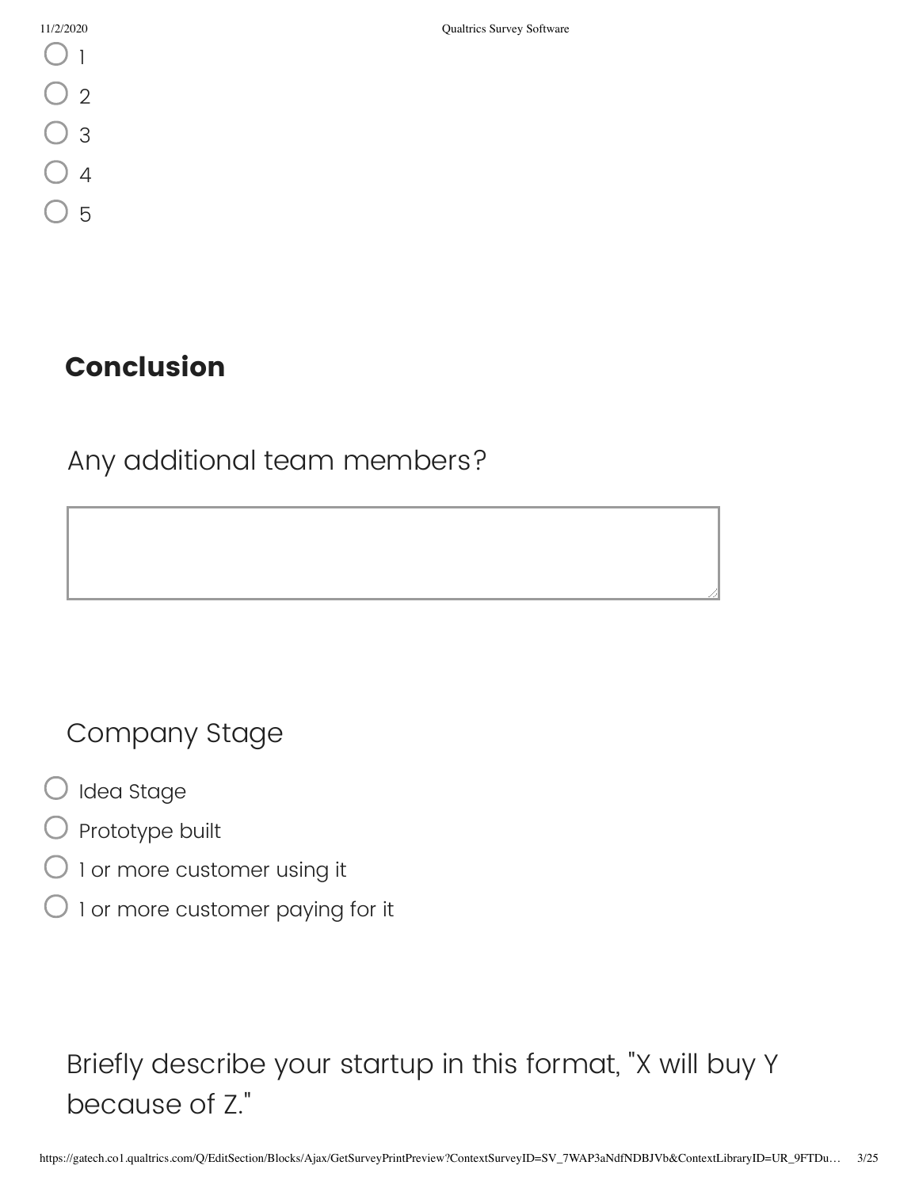- 1
- 2
- 3
- 4
- 5

## Conclusion

Any additional team members?

Company Stage

- Idea Stage
- Prototype built
- 1 or more customer using it
- 1 or more customer paying for it

Briefly describe your startup in this format, "X will buy Y because of Z."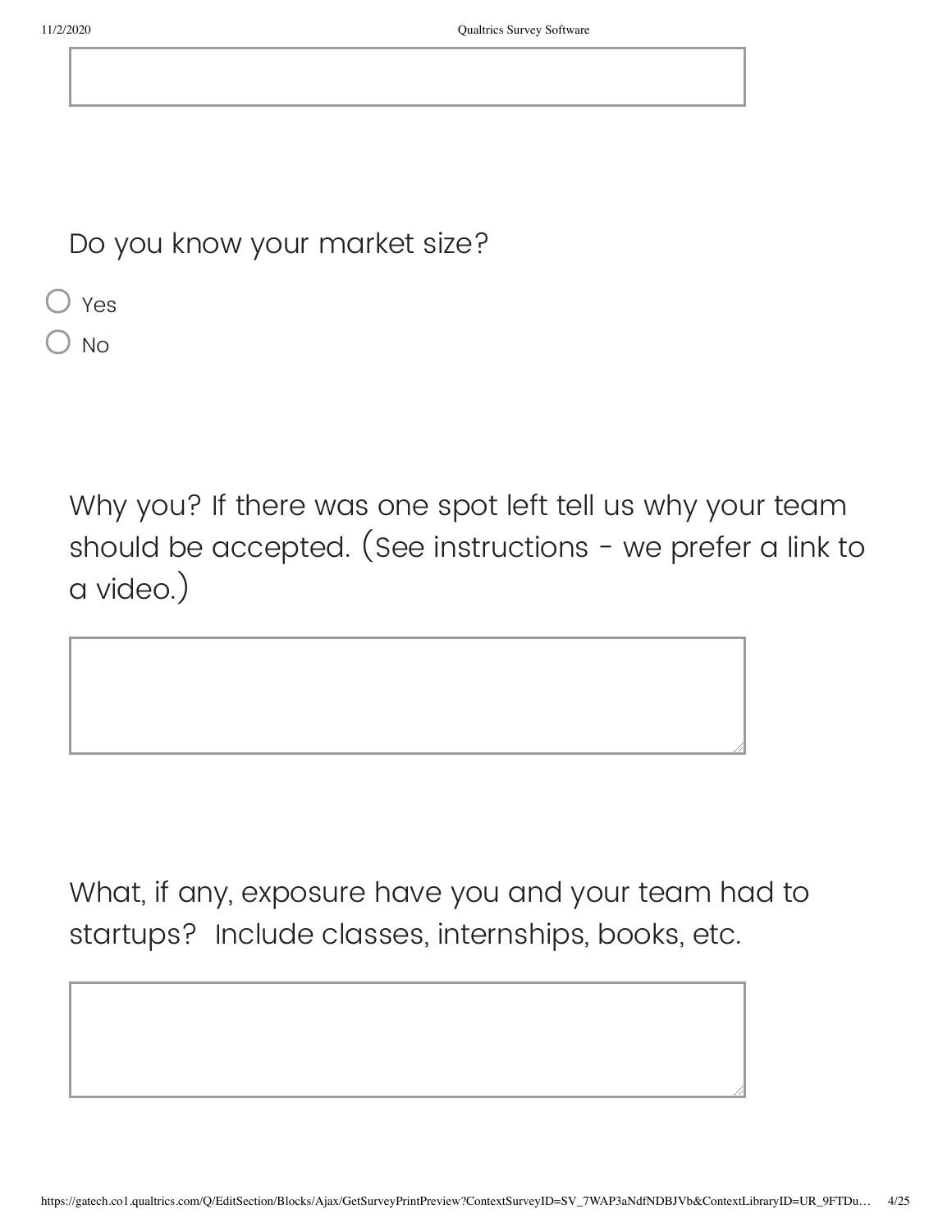Do you know your market size?

- ○ Yes
- ○ No

Why you? If there was one spot left tell us why your team should be accepted. (See instructions - we prefer a link to a video.)

What, if any, exposure have you and your team had to startups? Include classes, internships, books, etc.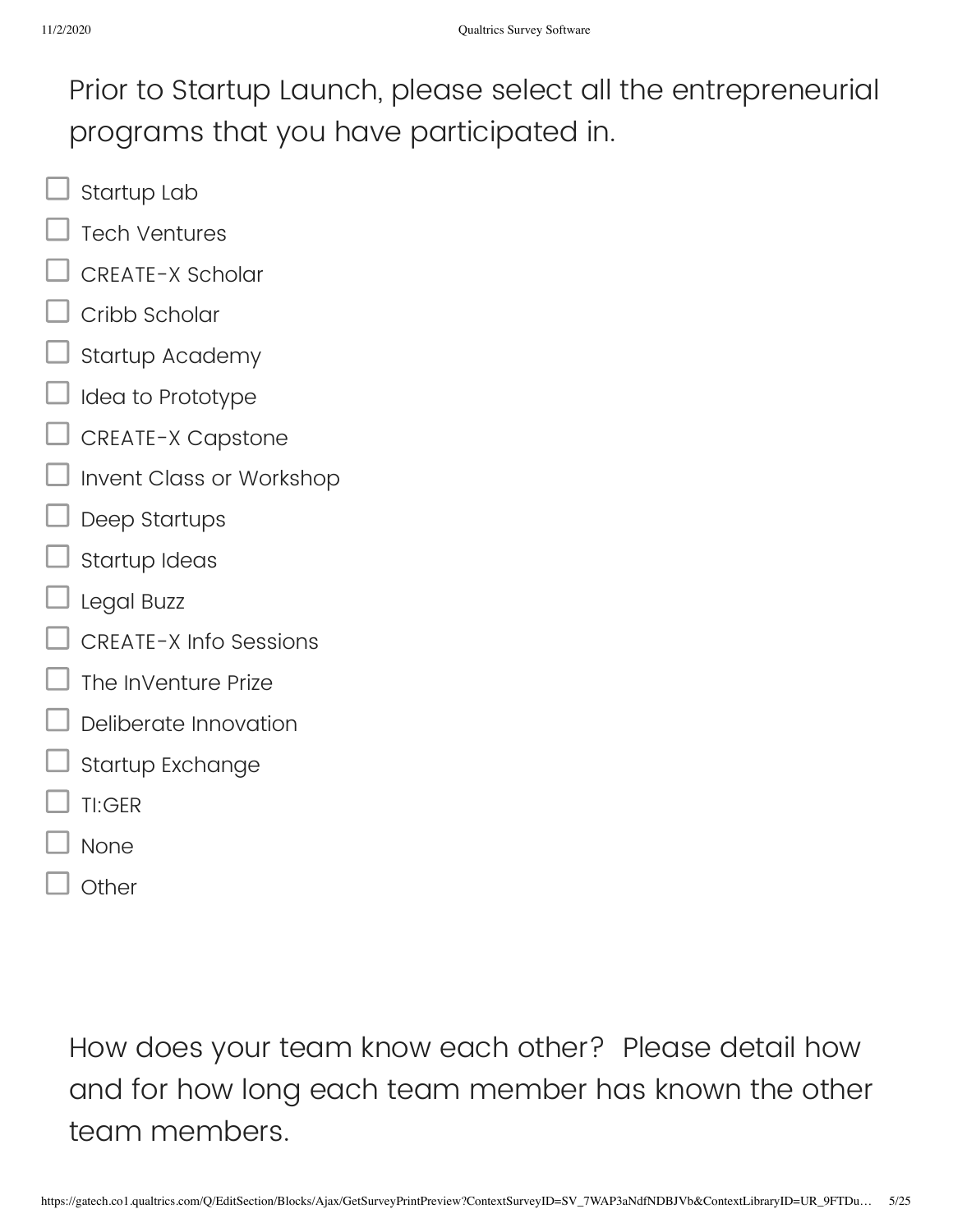Prior to Startup Launch, please select all the entrepreneurial programs that you have participated in.

- [ ] Startup Lab
- [ ] Tech Ventures
- [ ] CREATE-X Scholar
- [ ] Cribb Scholar
- [ ] Startup Academy
- [ ] Idea to Prototype
- [ ] CREATE-X Capstone
- [ ] Invent Class or Workshop
- [ ] Deep Startups
- [ ] Startup Ideas
- [ ] Legal Buzz
- [ ] CREATE-X Info Sessions
- [ ] The InVenture Prize
- [ ] Deliberate Innovation
- [ ] Startup Exchange
- [ ] TI:GER
- [ ] None
- [ ] Other

How does your team know each other? Please detail how and for how long each team member has known the other team members.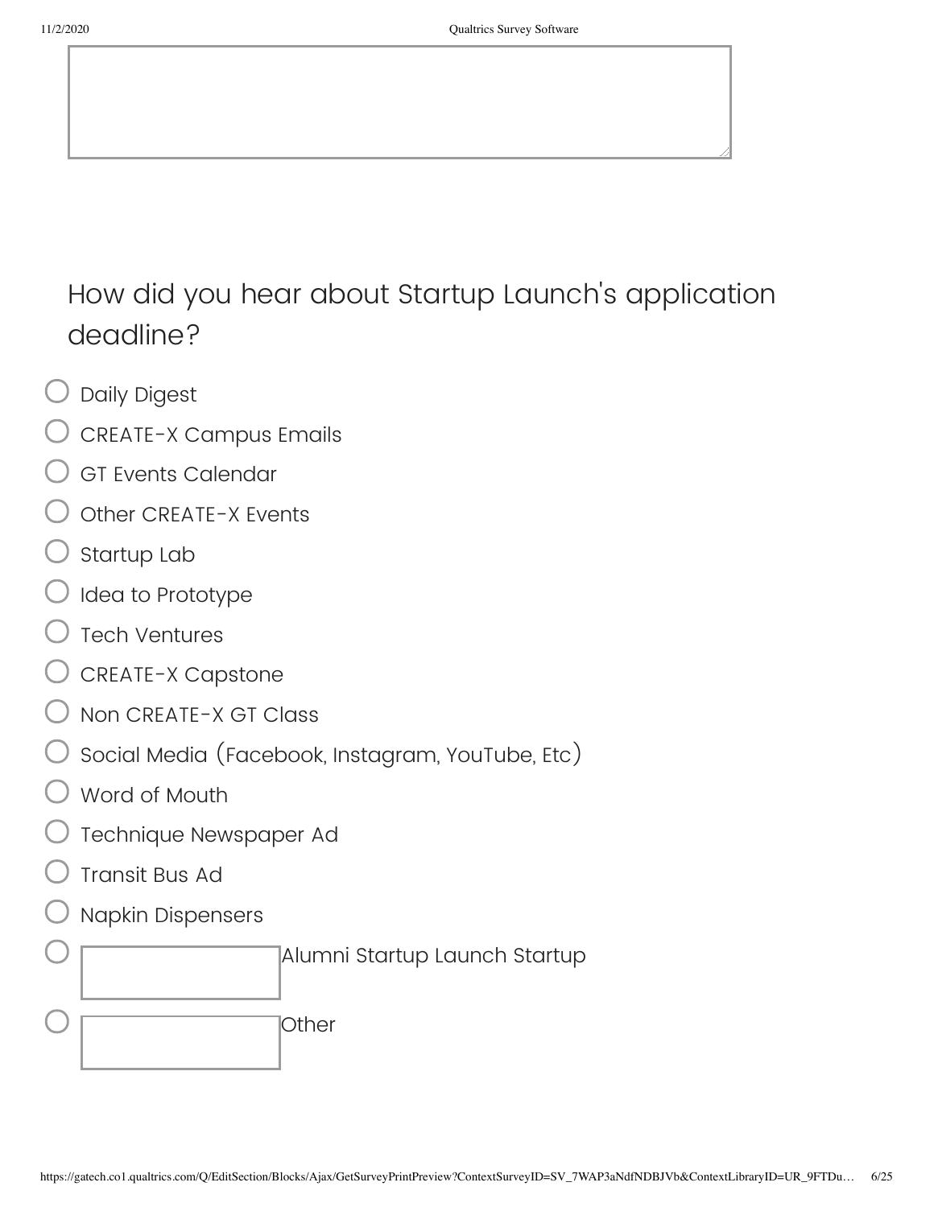How did you hear about Startup Launch's application deadline?

- Daily Digest
- CREATE-X Campus Emails
- GT Events Calendar
- Other CREATE-X Events
- Startup Lab
- Idea to Prototype
- Tech Ventures
- CREATE-X Capstone
- Non CREATE-X GT Class
- Social Media (Facebook, Instagram, YouTube, Etc)
- Word of Mouth
- Technique Newspaper Ad
- Transit Bus Ad
- Napkin Dispensers
- Alumni Startup Launch Startup
- Other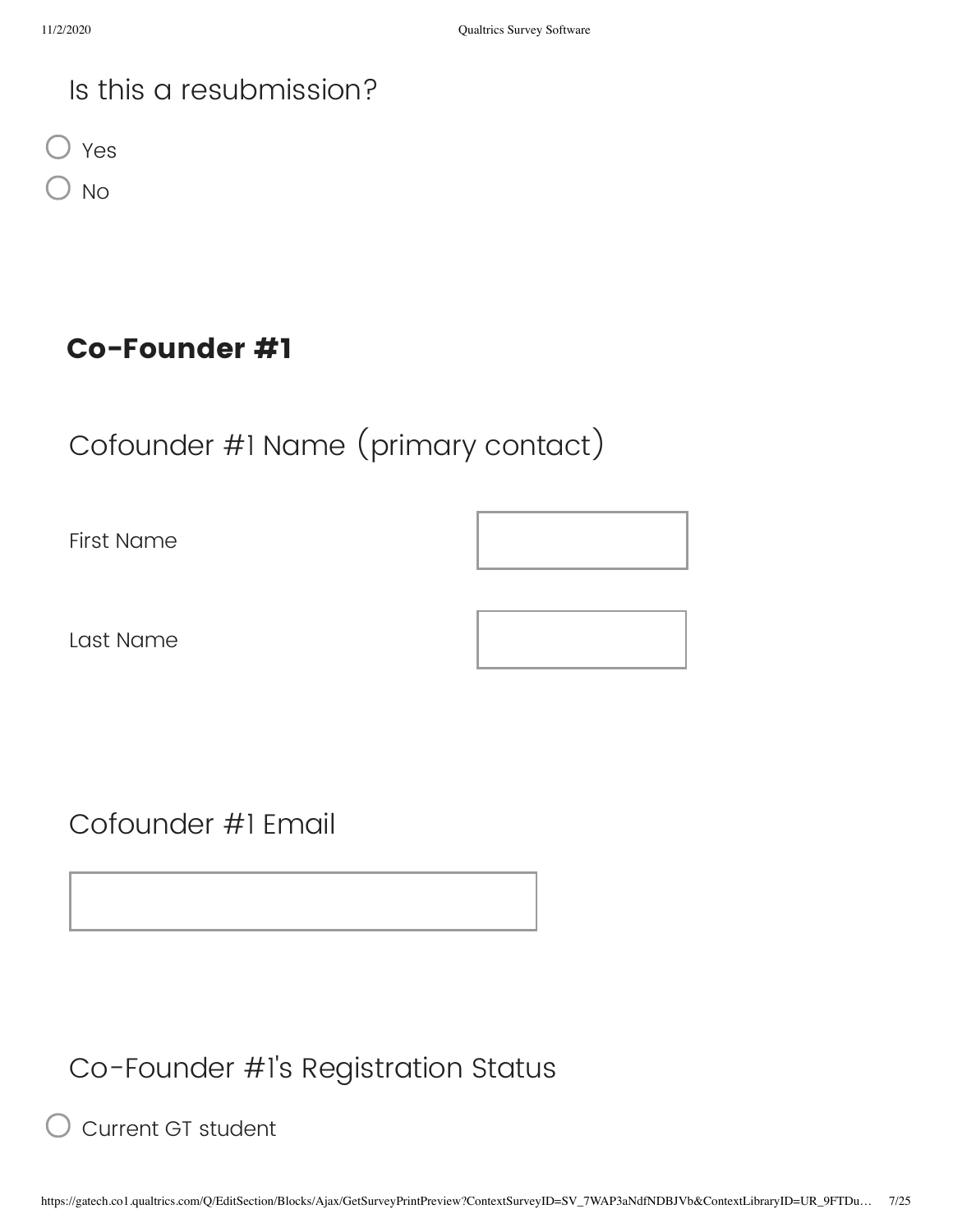Is this a resubmission?

- Yes
- No

## Co-Founder #1

Cofounder #1 Name (primary contact)

First Name

Last Name

Cofounder #1 Email

Co-Founder #1's Registration Status

- Current GT student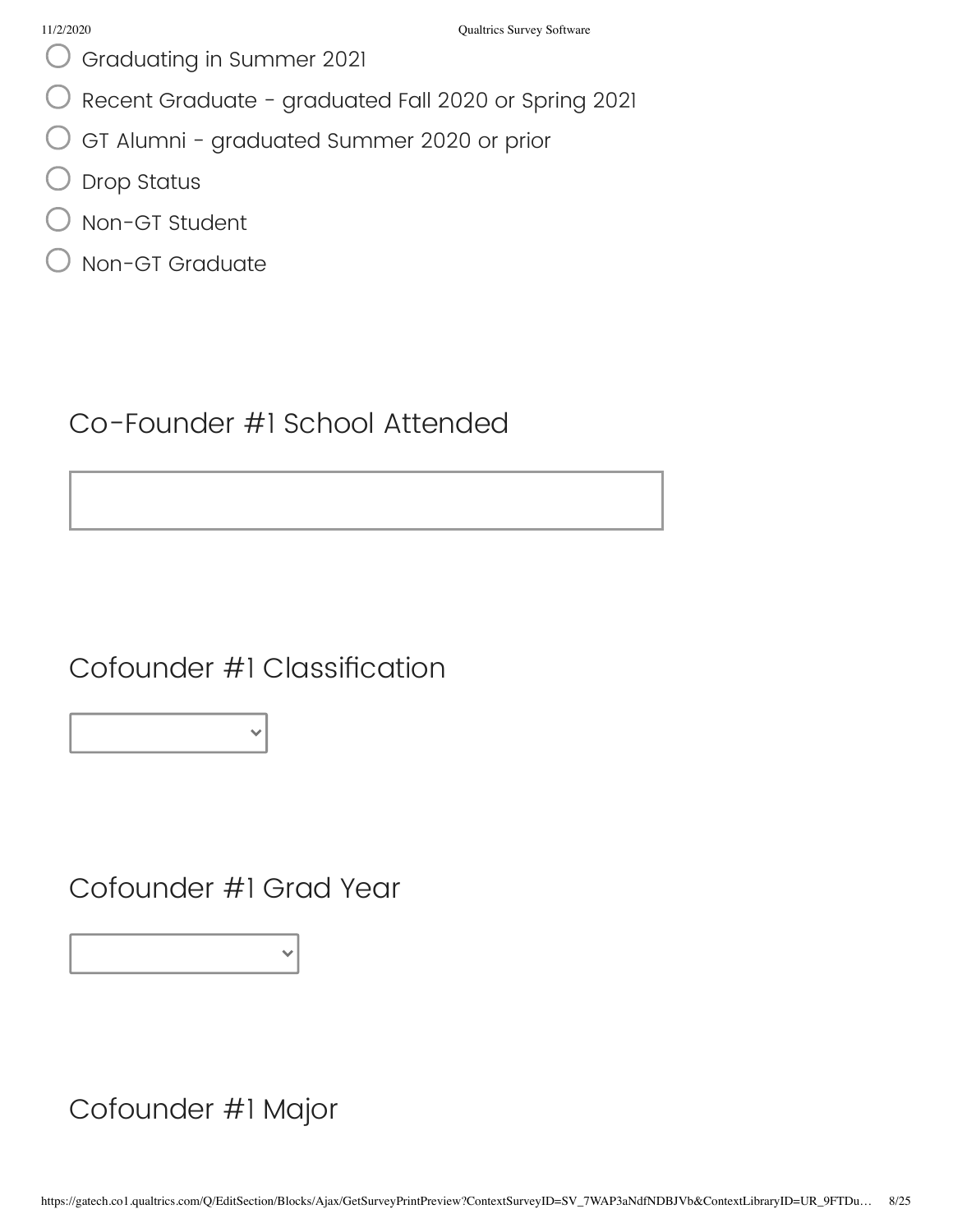- Graduating in Summer 2021
- Recent Graduate - graduated Fall 2020 or Spring 2021
- GT Alumni - graduated Summer 2020 or prior
- Drop Status
- Non-GT Student
- Non-GT Graduate

## Co-Founder #1 School Attended

## Cofounder #1 Classification

## Cofounder #1 Grad Year

## Cofounder #1 Major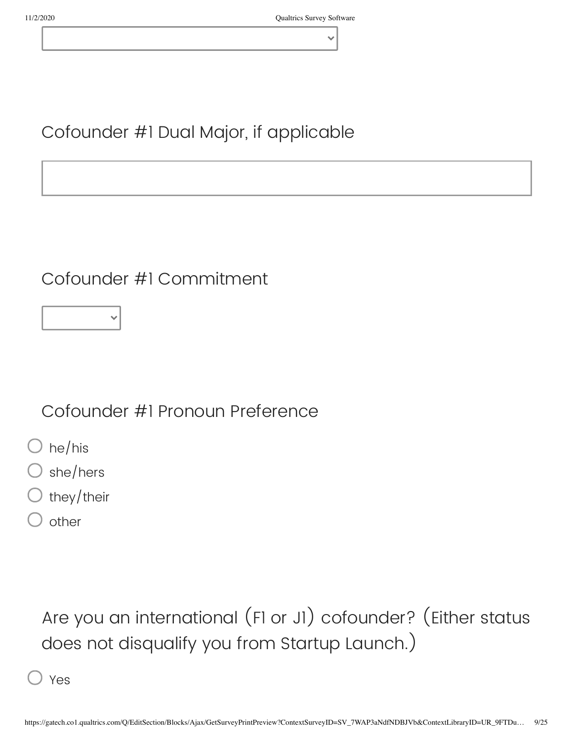Cofounder #1 Dual Major, if applicable

Cofounder #1 Commitment

Cofounder #1 Pronoun Preference

- ○ he/his
- ○ she/hers
- ○ they/their
- ○ other

Are you an international (F1 or J1) cofounder? (Either status does not disqualify you from Startup Launch.)

- ○ Yes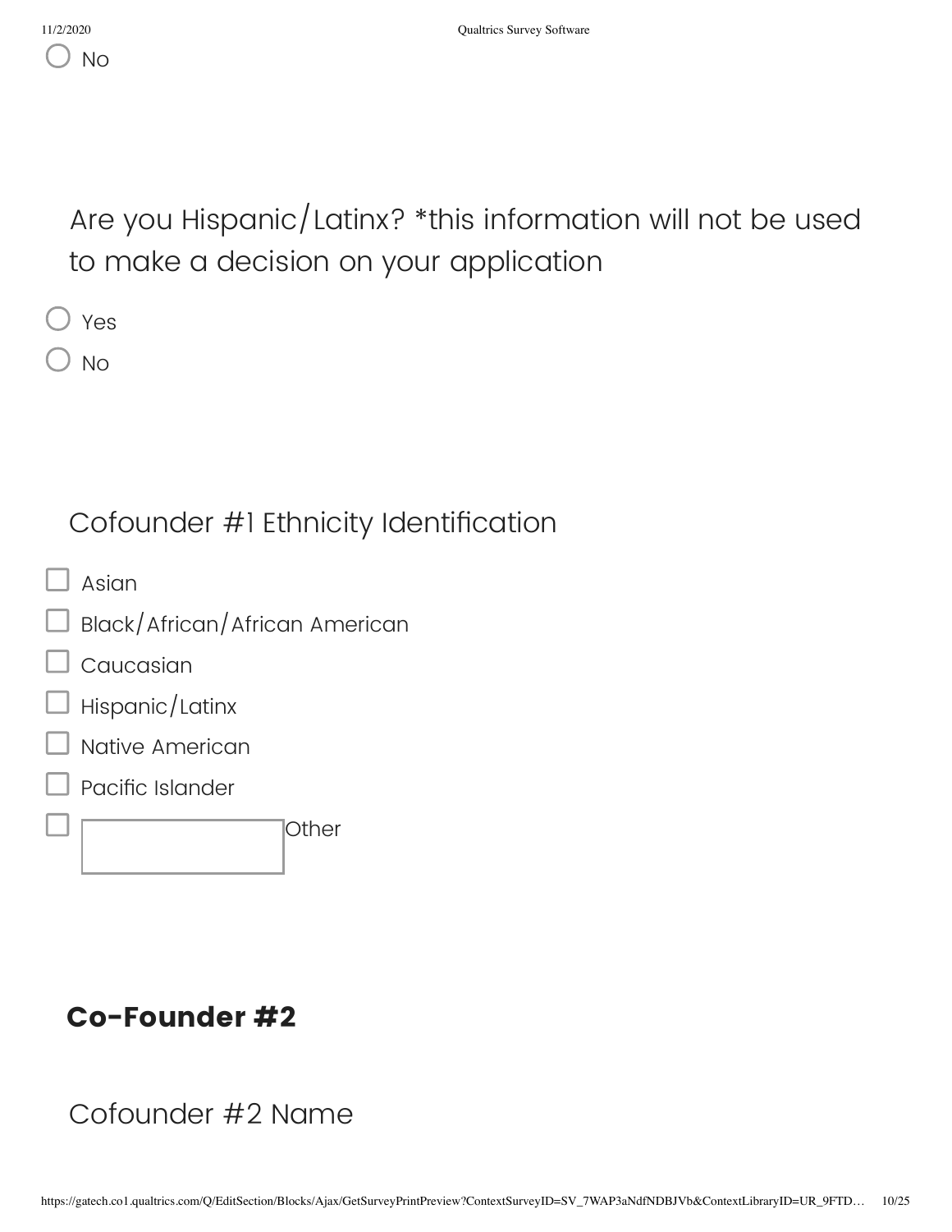○ No

Are you Hispanic/Latinx? *this information will not be used to make a decision on your application

○ Yes

○ No

Cofounder #1 Ethnicity Identification

- ☐ Asian
- ☐ Black/African/African American
- ☐ Caucasian
- ☐ Hispanic/Latinx
- ☐ Native American
- ☐ Pacific Islander
- ☐ Other

## Co-Founder #2

Cofounder #2 Name